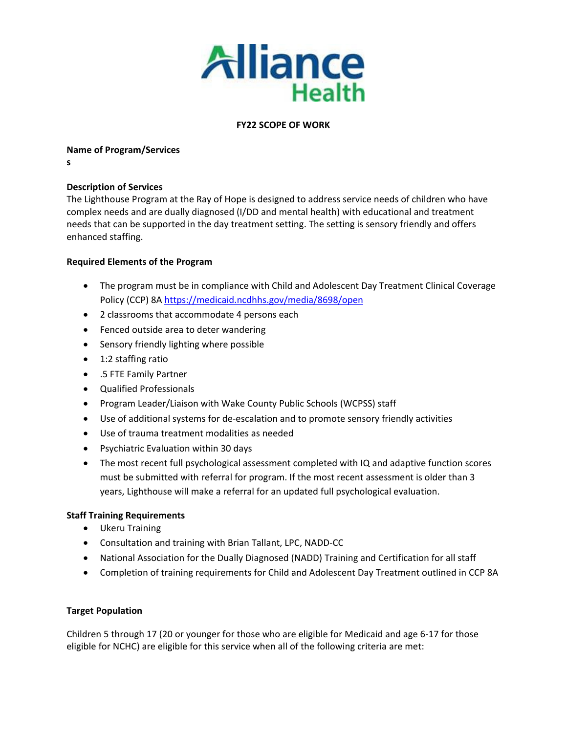# Alliance Health

**FY22 SCOPE OF WORK**

**Name of Program/Services**
**s**

**Description of Services**
The Lighthouse Program at the Ray of Hope is designed to address service needs of children who have complex needs and are dually diagnosed (I/DD and mental health) with educational and treatment needs that can be supported in the day treatment setting. The setting is sensory friendly and offers enhanced staffing.

**Required Elements of the Program**

- The program must be in compliance with Child and Adolescent Day Treatment Clinical Coverage Policy (CCP) 8A https://medicaid.ncdhhs.gov/media/8698/open
- 2 classrooms that accommodate 4 persons each
- Fenced outside area to deter wandering
- Sensory friendly lighting where possible
- 1:2 staffing ratio
- .5 FTE Family Partner
- Qualified Professionals
- Program Leader/Liaison with Wake County Public Schools (WCPSS) staff
- Use of additional systems for de-escalation and to promote sensory friendly activities
- Use of trauma treatment modalities as needed
- Psychiatric Evaluation within 30 days
- The most recent full psychological assessment completed with IQ and adaptive function scores must be submitted with referral for program. If the most recent assessment is older than 3 years, Lighthouse will make a referral for an updated full psychological evaluation.

**Staff Training Requirements**

- Ukeru Training
- Consultation and training with Brian Tallant, LPC, NADD-CC
- National Association for the Dually Diagnosed (NADD) Training and Certification for all staff
- Completion of training requirements for Child and Adolescent Day Treatment outlined in CCP 8A

**Target Population**

Children 5 through 17 (20 or younger for those who are eligible for Medicaid and age 6-17 for those eligible for NCHC) are eligible for this service when all of the following criteria are met: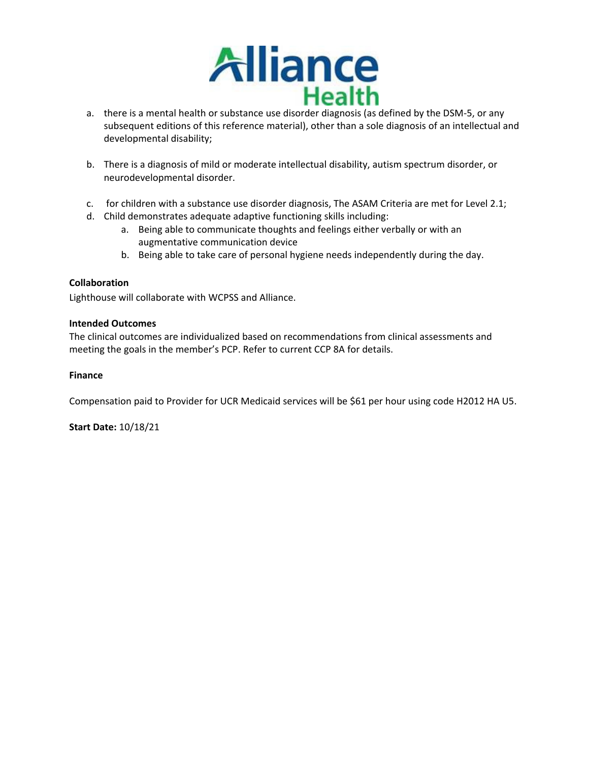a. there is a mental health or substance use disorder diagnosis (as defined by the DSM-5, or any subsequent editions of this reference material), other than a sole diagnosis of an intellectual and developmental disability;

b. There is a diagnosis of mild or moderate intellectual disability, autism spectrum disorder, or neurodevelopmental disorder.

c. for children with a substance use disorder diagnosis, The ASAM Criteria are met for Level 2.1;

d. Child demonstrates adequate adaptive functioning skills including:
    a. Being able to communicate thoughts and feelings either verbally or with an augmentative communication device
    b. Being able to take care of personal hygiene needs independently during the day.

**Collaboration**

Lighthouse will collaborate with WCPSS and Alliance.

**Intended Outcomes**

The clinical outcomes are individualized based on recommendations from clinical assessments and meeting the goals in the member's PCP. Refer to current CCP 8A for details.

**Finance**

Compensation paid to Provider for UCR Medicaid services will be $61 per hour using code H2012 HA U5.

**Start Date:** 10/18/21